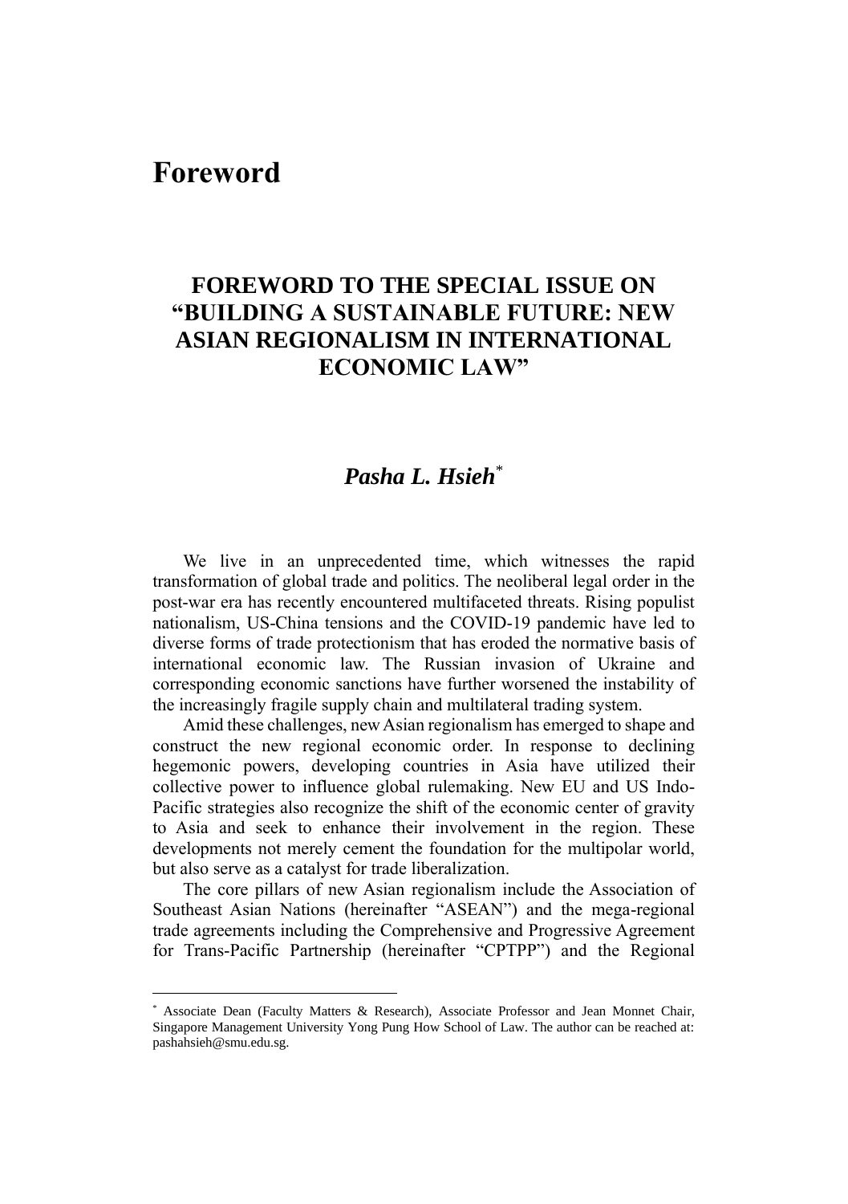# Foreword

## FOREWORD TO THE SPECIAL ISSUE ON "BUILDING A SUSTAINABLE FUTURE: NEW ASIAN REGIONALISM IN INTERNATIONAL ECONOMIC LAW"

### *Pasha L. Hsieh*[*]

We live in an unprecedented time, which witnesses the rapid transformation of global trade and politics. The neoliberal legal order in the post-war era has recently encountered multifaceted threats. Rising populist nationalism, US-China tensions and the COVID-19 pandemic have led to diverse forms of trade protectionism that has eroded the normative basis of international economic law. The Russian invasion of Ukraine and corresponding economic sanctions have further worsened the instability of the increasingly fragile supply chain and multilateral trading system.

Amid these challenges, new Asian regionalism has emerged to shape and construct the new regional economic order. In response to declining hegemonic powers, developing countries in Asia have utilized their collective power to influence global rulemaking. New EU and US Indo-Pacific strategies also recognize the shift of the economic center of gravity to Asia and seek to enhance their involvement in the region. These developments not merely cement the foundation for the multipolar world, but also serve as a catalyst for trade liberalization.

The core pillars of new Asian regionalism include the Association of Southeast Asian Nations (hereinafter "ASEAN") and the mega-regional trade agreements including the Comprehensive and Progressive Agreement for Trans-Pacific Partnership (hereinafter "CPTPP") and the Regional

---

[*] Associate Dean (Faculty Matters & Research), Associate Professor and Jean Monnet Chair, Singapore Management University Yong Pung How School of Law. The author can be reached at: pashahsieh@smu.edu.sg.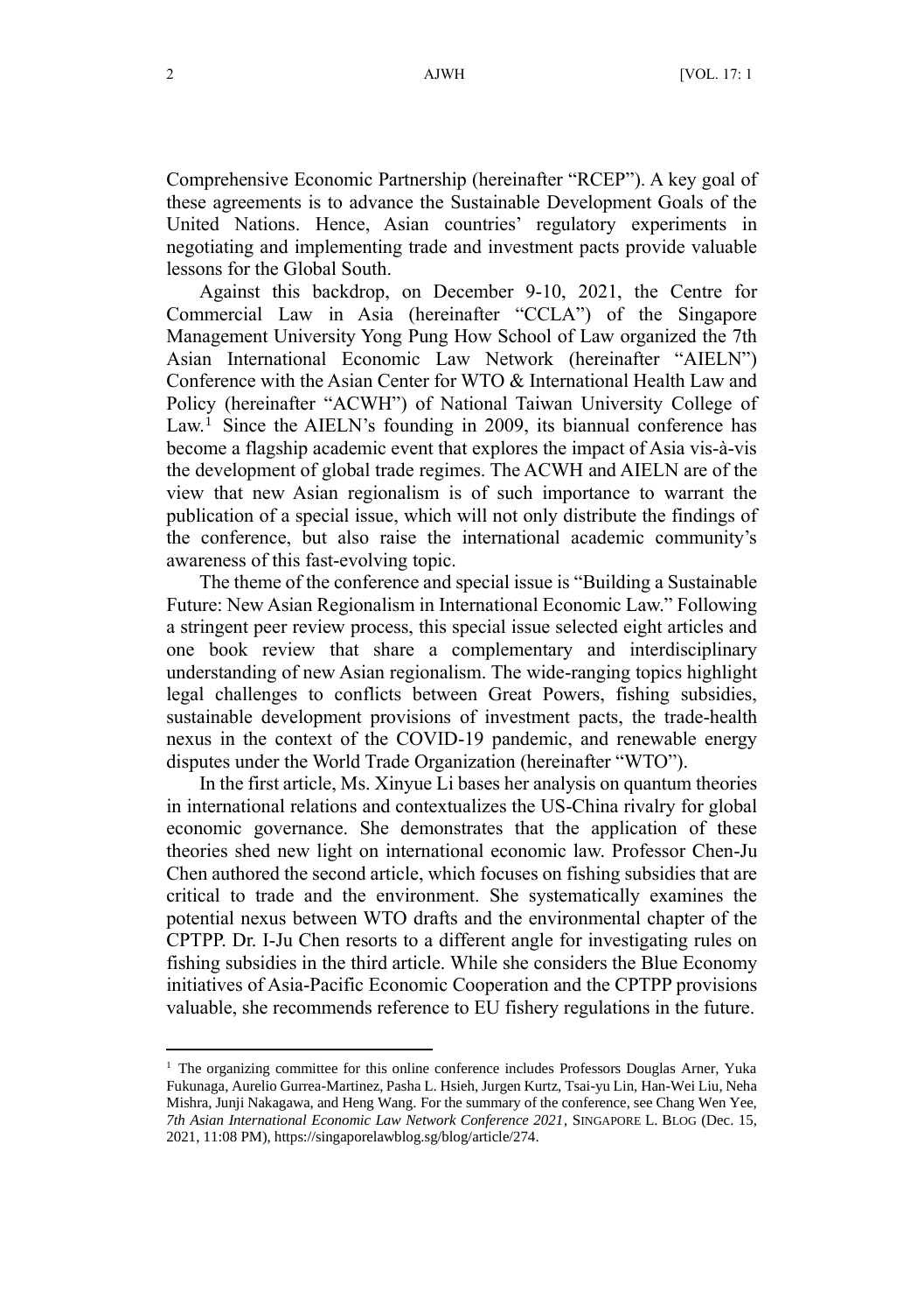Comprehensive Economic Partnership (hereinafter "RCEP"). A key goal of these agreements is to advance the Sustainable Development Goals of the United Nations. Hence, Asian countries' regulatory experiments in negotiating and implementing trade and investment pacts provide valuable lessons for the Global South.

Against this backdrop, on December 9-10, 2021, the Centre for Commercial Law in Asia (hereinafter "CCLA") of the Singapore Management University Yong Pung How School of Law organized the 7th Asian International Economic Law Network (hereinafter "AIELN") Conference with the Asian Center for WTO & International Health Law and Policy (hereinafter "ACWH") of National Taiwan University College of Law.[1] Since the AIELN's founding in 2009, its biannual conference has become a flagship academic event that explores the impact of Asia vis-à-vis the development of global trade regimes. The ACWH and AIELN are of the view that new Asian regionalism is of such importance to warrant the publication of a special issue, which will not only distribute the findings of the conference, but also raise the international academic community's awareness of this fast-evolving topic.

The theme of the conference and special issue is "Building a Sustainable Future: New Asian Regionalism in International Economic Law." Following a stringent peer review process, this special issue selected eight articles and one book review that share a complementary and interdisciplinary understanding of new Asian regionalism. The wide-ranging topics highlight legal challenges to conflicts between Great Powers, fishing subsidies, sustainable development provisions of investment pacts, the trade-health nexus in the context of the COVID-19 pandemic, and renewable energy disputes under the World Trade Organization (hereinafter "WTO").

In the first article, Ms. Xinyue Li bases her analysis on quantum theories in international relations and contextualizes the US-China rivalry for global economic governance. She demonstrates that the application of these theories shed new light on international economic law. Professor Chen-Ju Chen authored the second article, which focuses on fishing subsidies that are critical to trade and the environment. She systematically examines the potential nexus between WTO drafts and the environmental chapter of the CPTPP. Dr. I-Ju Chen resorts to a different angle for investigating rules on fishing subsidies in the third article. While she considers the Blue Economy initiatives of Asia-Pacific Economic Cooperation and the CPTPP provisions valuable, she recommends reference to EU fishery regulations in the future.

---

[1] The organizing committee for this online conference includes Professors Douglas Arner, Yuka Fukunaga, Aurelio Gurrea-Martinez, Pasha L. Hsieh, Jurgen Kurtz, Tsai-yu Lin, Han-Wei Liu, Neha Mishra, Junji Nakagawa, and Heng Wang. For the summary of the conference, see Chang Wen Yee, *7th Asian International Economic Law Network Conference 2021*, SINGAPORE L. BLOG (Dec. 15, 2021, 11:08 PM), https://singaporelawblog.sg/blog/article/274.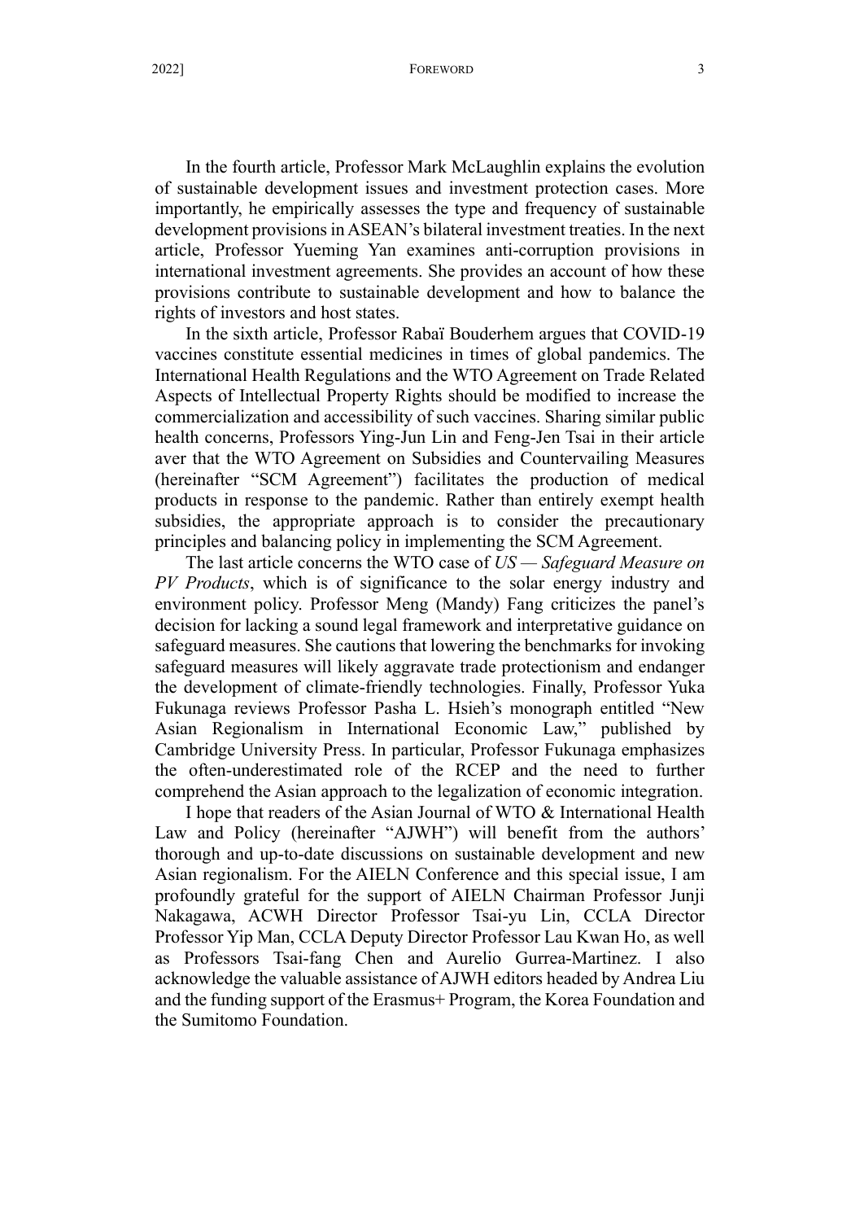In the fourth article, Professor Mark McLaughlin explains the evolution of sustainable development issues and investment protection cases. More importantly, he empirically assesses the type and frequency of sustainable development provisions in ASEAN's bilateral investment treaties. In the next article, Professor Yueming Yan examines anti-corruption provisions in international investment agreements. She provides an account of how these provisions contribute to sustainable development and how to balance the rights of investors and host states.

In the sixth article, Professor Rabaï Bouderhem argues that COVID-19 vaccines constitute essential medicines in times of global pandemics. The International Health Regulations and the WTO Agreement on Trade Related Aspects of Intellectual Property Rights should be modified to increase the commercialization and accessibility of such vaccines. Sharing similar public health concerns, Professors Ying-Jun Lin and Feng-Jen Tsai in their article aver that the WTO Agreement on Subsidies and Countervailing Measures (hereinafter "SCM Agreement") facilitates the production of medical products in response to the pandemic. Rather than entirely exempt health subsidies, the appropriate approach is to consider the precautionary principles and balancing policy in implementing the SCM Agreement.

The last article concerns the WTO case of *US — Safeguard Measure on PV Products*, which is of significance to the solar energy industry and environment policy. Professor Meng (Mandy) Fang criticizes the panel's decision for lacking a sound legal framework and interpretative guidance on safeguard measures. She cautions that lowering the benchmarks for invoking safeguard measures will likely aggravate trade protectionism and endanger the development of climate-friendly technologies. Finally, Professor Yuka Fukunaga reviews Professor Pasha L. Hsieh's monograph entitled "New Asian Regionalism in International Economic Law," published by Cambridge University Press. In particular, Professor Fukunaga emphasizes the often-underestimated role of the RCEP and the need to further comprehend the Asian approach to the legalization of economic integration.

I hope that readers of the Asian Journal of WTO & International Health Law and Policy (hereinafter "AJWH") will benefit from the authors' thorough and up-to-date discussions on sustainable development and new Asian regionalism. For the AIELN Conference and this special issue, I am profoundly grateful for the support of AIELN Chairman Professor Junji Nakagawa, ACWH Director Professor Tsai-yu Lin, CCLA Director Professor Yip Man, CCLA Deputy Director Professor Lau Kwan Ho, as well as Professors Tsai-fang Chen and Aurelio Gurrea-Martinez. I also acknowledge the valuable assistance of AJWH editors headed by Andrea Liu and the funding support of the Erasmus+ Program, the Korea Foundation and the Sumitomo Foundation.